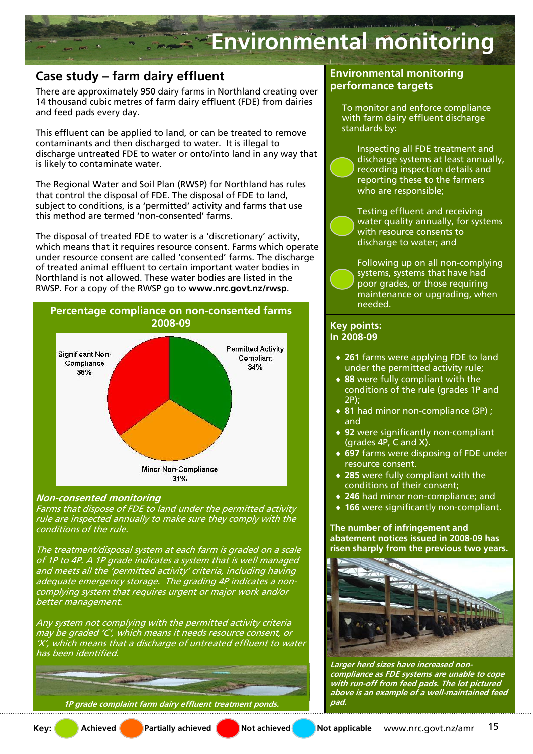# Environmental monitoring

## Case study – farm dairy effluent

There are approximately 950 dairy farms in Northland creating over 14 thousand cubic metres of farm dairy effluent (FDE) from dairies and feed pads every day.

This effluent can be applied to land, or can be treated to remove contaminants and then discharged to water. It is illegal to discharge untreated FDE to water or onto/into land in any way that is likely to contaminate water.

The Regional Water and Soil Plan (RWSP) for Northland has rules that control the disposal of FDE. The disposal of FDE to land, subject to conditions, is a 'permitted' activity and farms that use this method are termed 'non-consented' farms.

The disposal of treated FDE to water is a 'discretionary' activity, which means that it requires resource consent. Farms which operate under resource consent are called 'consented' farms. The discharge of treated animal effluent to certain important water bodies in Northland is not allowed. These water bodies are listed in the RWSP. For a copy of the RWSP go to **www.nrc.govt.nz/rwsp**.

### Percentage compliance on non-consented farms 2008-09

- Permitted Activity Compliant 34%
- Minor Non-Compliance 31%
- Significant Non-Compliance 35%

### *Non-consented monitoring*

*Farms that dispose of FDE to land under the permitted activity rule are inspected annually to make sure they comply with the conditions of the rule.*

*The treatment/disposal system at each farm is graded on a scale of 1P to 4P. A 1P grade indicates a system that is well managed and meets all the 'permitted activity' criteria, including having adequate emergency storage. The grading 4P indicates a non-complying system that requires urgent or major work and/or better management.*

*Any system not complying with the permitted activity criteria may be graded 'C', which means it needs resource consent, or 'X', which means that a discharge of untreated effluent to water has been identified.*

*1P grade complaint farm dairy effluent treatment ponds.*

## Environmental monitoring performance targets

To monitor and enforce compliance with farm dairy effluent discharge standards by:

- Inspecting all FDE treatment and discharge systems at least annually, recording inspection details and reporting these to the farmers who are responsible; (Achieved)
- Testing effluent and receiving water quality annually, for systems with resource consents to discharge to water; and (Achieved)
- Following up on all non-complying systems, systems that have had poor grades, or those requiring maintenance or upgrading, when needed. (Achieved)

## Key points:
## In 2008-09

- **261** farms were applying FDE to land under the permitted activity rule;
- **88** were fully compliant with the conditions of the rule (grades 1P and 2P);
- **81** had minor non-compliance (3P) ; and
- **92** were significantly non-compliant (grades 4P, C and X).
- **697** farms were disposing of FDE under resource consent.
- **285** were fully compliant with the conditions of their consent;
- **246** had minor non-compliance; and
- **166** were significantly non-compliant.

**The number of infringement and abatement notices issued in 2008-09 has risen sharply from the previous two years.**

*Larger herd sizes have increased non-compliance as FDE systems are unable to cope with run-off from feed pads. The lot pictured above is an example of a well-maintained feed pad.*

**Key:** Achieved | Partially achieved | Not achieved | Not applicable

www.nrc.govt.nz/amr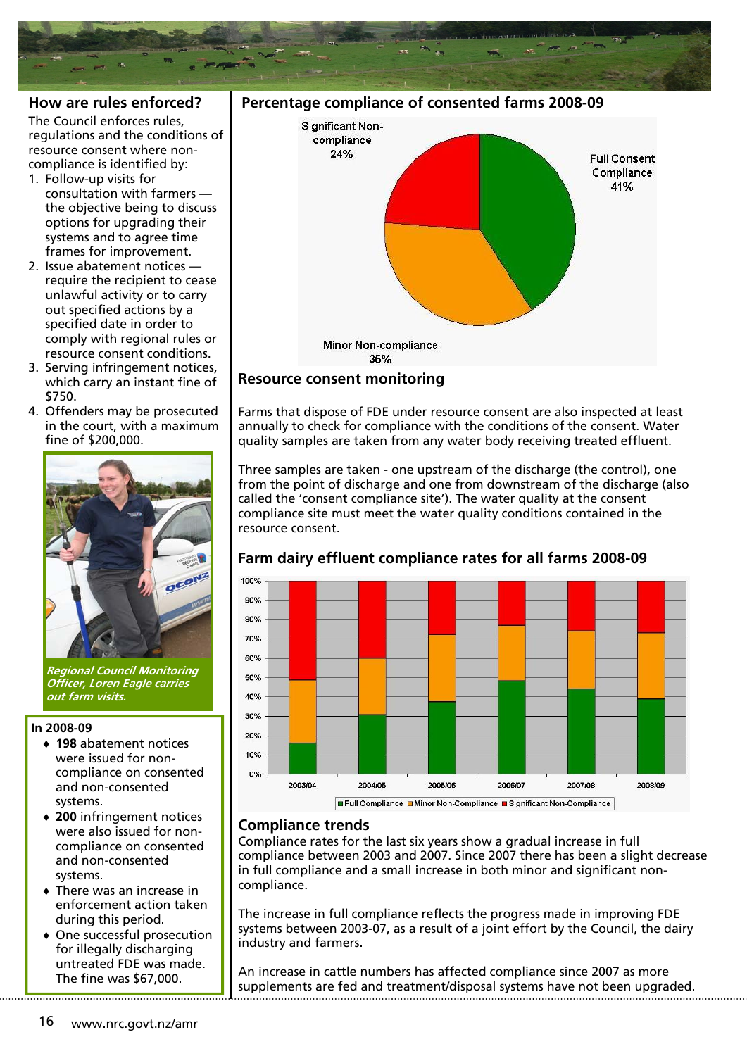## How are rules enforced?

The Council enforces rules, regulations and the conditions of resource consent where non-compliance is identified by:

1. Follow-up visits for consultation with farmers — the objective being to discuss options for upgrading their systems and to agree time frames for improvement.
2. Issue abatement notices — require the recipient to cease unlawful activity or to carry out specified actions by a specified date in order to comply with regional rules or resource consent conditions.
3. Serving infringement notices, which carry an instant fine of $750.
4. Offenders may be prosecuted in the court, with a maximum fine of $200,000.

*Regional Council Monitoring Officer, Loren Eagle carries out farm visits.*

**In 2008-09**

- **198** abatement notices were issued for non-compliance on consented and non-consented systems.
- **200** infringement notices were also issued for non-compliance on consented and non-consented systems.
- There was an increase in enforcement action taken during this period.
- One successful prosecution for illegally discharging untreated FDE was made. The fine was $67,000.

## Percentage compliance of consented farms 2008-09

| Category | Percentage |
|---|---|
| Full Consent Compliance | 41% |
| Minor Non-compliance | 35% |
| Significant Non-compliance | 24% |

## Resource consent monitoring

Farms that dispose of FDE under resource consent are also inspected at least annually to check for compliance with the conditions of the consent. Water quality samples are taken from any water body receiving treated effluent.

Three samples are taken - one upstream of the discharge (the control), one from the point of discharge and one from downstream of the discharge (also called the 'consent compliance site'). The water quality at the consent compliance site must meet the water quality conditions contained in the resource consent.

## Farm dairy effluent compliance rates for all farms 2008-09

| Year | Full Compliance | Minor Non-Compliance | Significant Non-Compliance |
|---|---|---|---|
| 2003/04 | ~16% | ~33% | ~51% |
| 2004/05 | ~31% | ~29% | ~40% |
| 2005/06 | ~38% | ~34% | ~28% |
| 2006/07 | ~48% | ~29% | ~23% |
| 2007/08 | ~44% | ~30% | ~26% |
| 2008/09 | ~39% | ~34% | ~27% |

## Compliance trends

Compliance rates for the last six years show a gradual increase in full compliance between 2003 and 2007. Since 2007 there has been a slight decrease in full compliance and a small increase in both minor and significant non-compliance.

The increase in full compliance reflects the progress made in improving FDE systems between 2003-07, as a result of a joint effort by the Council, the dairy industry and farmers.

An increase in cattle numbers has affected compliance since 2007 as more supplements are fed and treatment/disposal systems have not been upgraded.